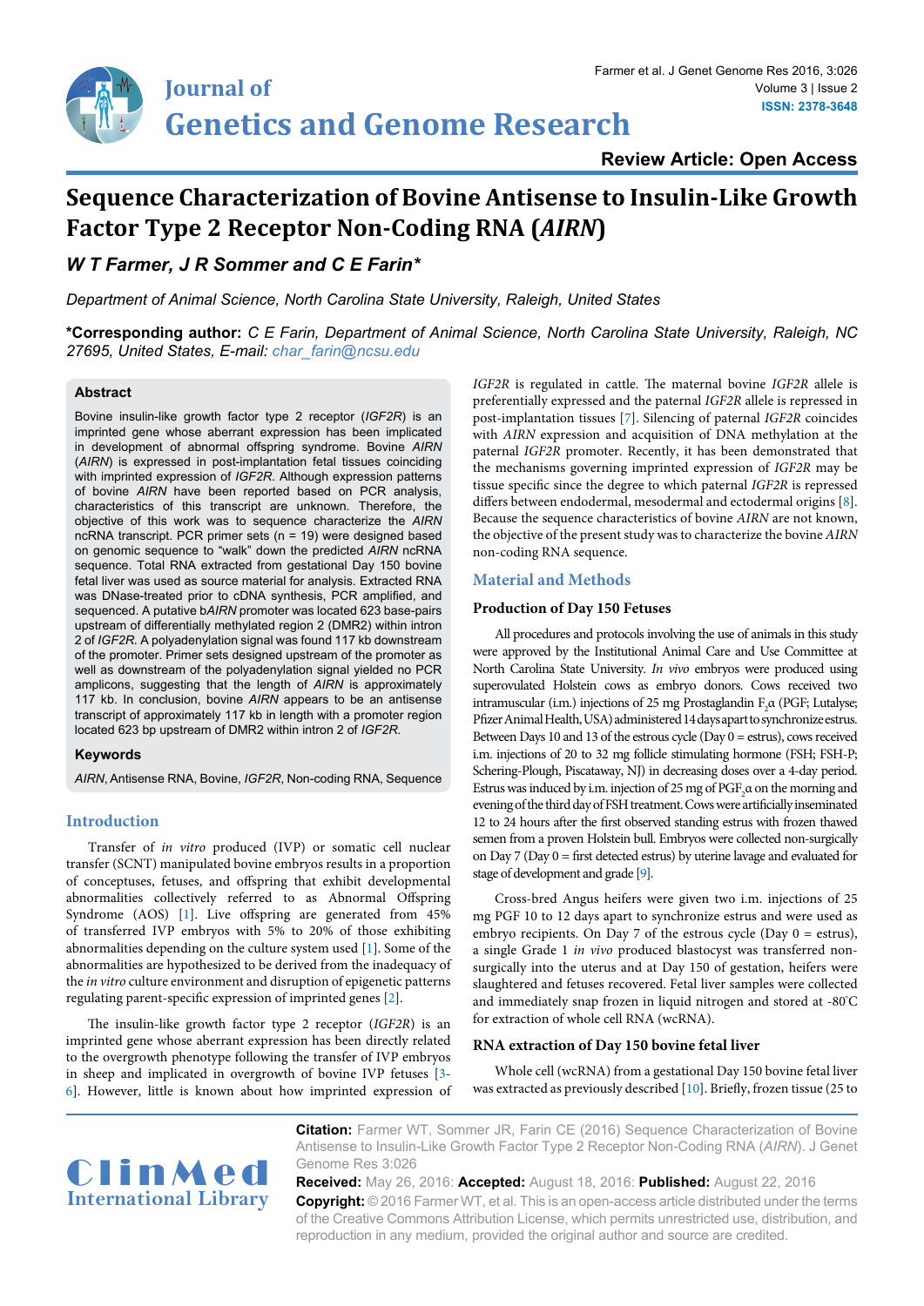Journal of Genetics and Genome Research

**Review Article: Open Access**

# Sequence Characterization of Bovine Antisense to Insulin-Like Growth Factor Type 2 Receptor Non-Coding RNA (*AIRN*)

***W T Farmer, J R Sommer and C E Farin****

*Department of Animal Science, North Carolina State University, Raleigh, United States*

**\*Corresponding author:** *C E Farin, Department of Animal Science, North Carolina State University, Raleigh, NC 27695, United States, E-mail: char_farin@ncsu.edu*

## Abstract

Bovine insulin-like growth factor type 2 receptor (*IGF2R*) is an imprinted gene whose aberrant expression has been implicated in development of abnormal offspring syndrome. Bovine *AIRN* (*AIRN*) is expressed in post-implantation fetal tissues coinciding with imprinted expression of *IGF2R*. Although expression patterns of bovine *AIRN* have been reported based on PCR analysis, characteristics of this transcript are unknown. Therefore, the objective of this work was to sequence characterize the *AIRN* ncRNA transcript. PCR primer sets (n = 19) were designed based on genomic sequence to "walk" down the predicted *AIRN* ncRNA sequence. Total RNA extracted from gestational Day 150 bovine fetal liver was used as source material for analysis. Extracted RNA was DNase-treated prior to cDNA synthesis, PCR amplified, and sequenced. A putative b*AIRN* promoter was located 623 base-pairs upstream of differentially methylated region 2 (DMR2) within intron 2 of *IGF2R*. A polyadenylation signal was found 117 kb downstream of the promoter. Primer sets designed upstream of the promoter as well as downstream of the polyadenylation signal yielded no PCR amplicons, suggesting that the length of *AIRN* is approximately 117 kb. In conclusion, bovine *AIRN* appears to be an antisense transcript of approximately 117 kb in length with a promoter region located 623 bp upstream of DMR2 within intron 2 of *IGF2R*.

### Keywords

*AIRN*, Antisense RNA, Bovine, *IGF2R*, Non-coding RNA, Sequence

## Introduction

Transfer of *in vitro* produced (IVP) or somatic cell nuclear transfer (SCNT) manipulated bovine embryos results in a proportion of conceptuses, fetuses, and offspring that exhibit developmental abnormalities collectively referred to as Abnormal Offspring Syndrome (AOS) [1]. Live offspring are generated from 45% of transferred IVP embryos with 5% to 20% of those exhibiting abnormalities depending on the culture system used [1]. Some of the abnormalities are hypothesized to be derived from the inadequacy of the *in vitro* culture environment and disruption of epigenetic patterns regulating parent-specific expression of imprinted genes [2].

The insulin-like growth factor type 2 receptor (*IGF2R*) is an imprinted gene whose aberrant expression has been directly related to the overgrowth phenotype following the transfer of IVP embryos in sheep and implicated in overgrowth of bovine IVP fetuses [3-6]. However, little is known about how imprinted expression of *IGF2R* is regulated in cattle. The maternal bovine *IGF2R* allele is preferentially expressed and the paternal *IGF2R* allele is repressed in post-implantation tissues [7]. Silencing of paternal *IGF2R* coincides with *AIRN* expression and acquisition of DNA methylation at the paternal *IGF2R* promoter. Recently, it has been demonstrated that the mechanisms governing imprinted expression of *IGF2R* may be tissue specific since the degree to which paternal *IGF2R* is repressed differs between endodermal, mesodermal and ectodermal origins [8]. Because the sequence characteristics of bovine *AIRN* are not known, the objective of the present study was to characterize the bovine *AIRN* non-coding RNA sequence.

## Material and Methods

### Production of Day 150 Fetuses

All procedures and protocols involving the use of animals in this study were approved by the Institutional Animal Care and Use Committee at North Carolina State University. *In vivo* embryos were produced using superovulated Holstein cows as embryo donors. Cows received two intramuscular (i.m.) injections of 25 mg Prostaglandin $F_2\alpha$ (PGF; Lutalyse; Pfizer Animal Health, USA) administered 14 days apart to synchronize estrus. Between Days 10 and 13 of the estrous cycle (Day 0 = estrus), cows received i.m. injections of 20 to 32 mg follicle stimulating hormone (FSH; FSH-P; Schering-Plough, Piscataway, NJ) in decreasing doses over a 4-day period. Estrus was induced by i.m. injection of 25 mg of $PGF_2\alpha$ on the morning and evening of the third day of FSH treatment. Cows were artificially inseminated 12 to 24 hours after the first observed standing estrus with frozen thawed semen from a proven Holstein bull. Embryos were collected non-surgically on Day 7 (Day 0 = first detected estrus) by uterine lavage and evaluated for stage of development and grade [9].

Cross-bred Angus heifers were given two i.m. injections of 25 mg PGF 10 to 12 days apart to synchronize estrus and were used as embryo recipients. On Day 7 of the estrous cycle (Day 0 = estrus), a single Grade 1 *in vivo* produced blastocyst was transferred non-surgically into the uterus and at Day 150 of gestation, heifers were slaughtered and fetuses recovered. Fetal liver samples were collected and immediately snap frozen in liquid nitrogen and stored at -80°C for extraction of whole cell RNA (wcRNA).

### RNA extraction of Day 150 bovine fetal liver

Whole cell (wcRNA) from a gestational Day 150 bovine fetal liver was extracted as previously described [10]. Briefly, frozen tissue (25 to

**Citation:** Farmer WT, Sommer JR, Farin CE (2016) Sequence Characterization of Bovine Antisense to Insulin-Like Growth Factor Type 2 Receptor Non-Coding RNA (*AIRN*). J Genet Genome Res 3:026

**Received:** May 26, 2016: **Accepted:** August 18, 2016: **Published:** August 22, 2016

**Copyright:** © 2016 Farmer WT, et al. This is an open-access article distributed under the terms of the Creative Commons Attribution License, which permits unrestricted use, distribution, and reproduction in any medium, provided the original author and source are credited.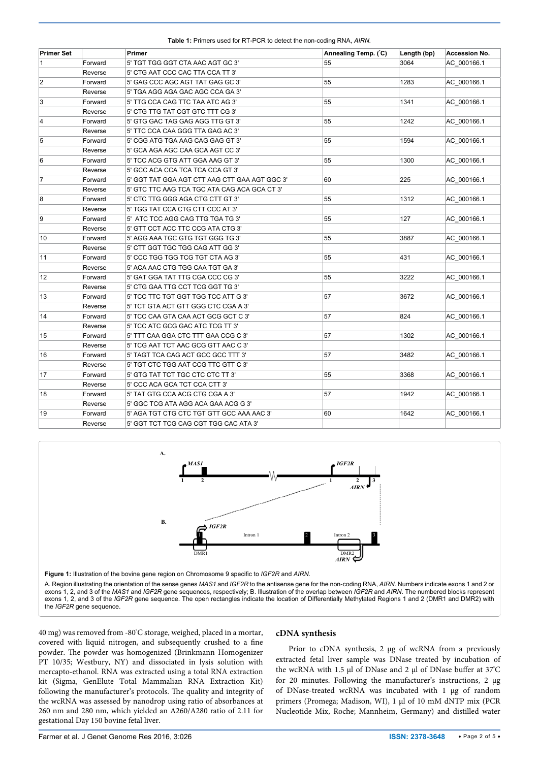**Table 1:** Primers used for RT-PCR to detect the non-coding RNA, *AIRN*.

| Primer Set | | Primer | Annealing Temp. (°C) | Length (bp) | Accession No. |
|---|---|---|---|---|---|
| 1 | Forward | 5' TGT TGG GGT CTA AAC AGT GC 3' | 55 | 3064 | AC_000166.1 |
| | Reverse | 5' CTG AAT CCC CAC TTA CCA TT 3' | | | |
| 2 | Forward | 5' GAG CCC AGC AGT TAT GAG GC 3' | 55 | 1283 | AC_000166.1 |
| | Reverse | 5' TGA AGG AGA GAC AGC CCA GA 3' | | | |
| 3 | Forward | 5' TTG CCA CAG TTC TAA ATC AG 3' | 55 | 1341 | AC_000166.1 |
| | Reverse | 5' CTG TTG TAT CGT GTC TTT CG 3' | | | |
| 4 | Forward | 5' GTG GAC TAG GAG AGG TTG GT 3' | 55 | 1242 | AC_000166.1 |
| | Reverse | 5' TTC CCA CAA GGG TTA GAG AC 3' | | | |
| 5 | Forward | 5' CGG ATG TGA AAG CAG GAG GT 3' | 55 | 1594 | AC_000166.1 |
| | Reverse | 5' GCA AGA AGC CAA GCA AGT CC 3' | | | |
| 6 | Forward | 5' TCC ACG GTG ATT GGA AAG GT 3' | 55 | 1300 | AC_000166.1 |
| | Reverse | 5' GCC ACA CCA TCA TCA CCA GT 3' | | | |
| 7 | Forward | 5' GGT TAT GGA AGT CTT AAG CTT GAA AGT GGC 3' | 60 | 225 | AC_000166.1 |
| | Reverse | 5' GTC TTC AAG TCA TGC ATA CAG ACA GCA CT 3' | | | |
| 8 | Forward | 5' CTC TTG GGG AGA CTG CTT GT 3' | 55 | 1312 | AC_000166.1 |
| | Reverse | 5' TGG TAT CCA CTG CTT CCC AT 3' | | | |
| 9 | Forward | 5' ATC TCC AGG CAG TTG TGA TG 3' | 55 | 127 | AC_000166.1 |
| | Reverse | 5' GTT CCT ACC TTC CCG ATA CTG 3' | | | |
| 10 | Forward | 5' AGG AAA TGC GTG TGT GGG TG 3' | 55 | 3887 | AC_000166.1 |
| | Reverse | 5' CTT GGT TGC TGG CAG ATT GG 3' | | | |
| 11 | Forward | 5' CCC TGG TGG TCG TGT CTA AG 3' | 55 | 431 | AC_000166.1 |
| | Reverse | 5' ACA AAC CTG TGG CAA TGT GA 3' | | | |
| 12 | Forward | 5' GAT GGA TAT TTG CGA CCC CG 3' | 55 | 3222 | AC_000166.1 |
| | Reverse | 5' CTG GAA TTG CCT TCG GGT TG 3' | | | |
| 13 | Forward | 5' TCC TTC TGT GGT TGG TCC ATT G 3' | 57 | 3672 | AC_000166.1 |
| | Reverse | 5' TCT GTA ACT GTT GGG CTC CGA A 3' | | | |
| 14 | Forward | 5' TCC CAA GTA CAA ACT GCG GCT C 3' | 57 | 824 | AC_000166.1 |
| | Reverse | 5' TCC ATC GCG GAC ATC TCG TT 3' | | | |
| 15 | Forward | 5' TTT CAA GGA CTC TTT GAA CCG C 3' | 57 | 1302 | AC_000166.1 |
| | Reverse | 5' TCG AAT TCT AAC GCG GTT AAC C 3' | | | |
| 16 | Forward | 5' TAGT TCA CAG ACT GCC GCC TTT 3' | 57 | 3482 | AC_000166.1 |
| | Reverse | 5' TGT CTC TGG AAT CCG TTC GTT C 3' | | | |
| 17 | Forward | 5' GTG TAT TCT TGC CTC CTC TT 3' | 55 | 3368 | AC_000166.1 |
| | Reverse | 5' CCC ACA GCA TCT CCA CTT 3' | | | |
| 18 | Forward | 5' TAT GTG CCA ACG CTG CGA A 3' | 57 | 1942 | AC_000166.1 |
| | Reverse | 5' GGC TCG ATA AGG ACA GAA ACG G 3' | | | |
| 19 | Forward | 5' AGA TGT CTG CTC TGT GTT GCC AAA AAC 3' | 60 | 1642 | AC_000166.1 |
| | Reverse | 5' GGT TCT TCG CAG CGT TGG CAC ATA 3' | | | |

**Figure 1:** Illustration of the bovine gene region on Chromosome 9 specific to *IGF2R* and *AIRN*.

A. Region illustrating the orientation of the sense genes *MAS1* and *IGF2R* to the antisense gene for the non-coding RNA, *AIRN*. Numbers indicate exons 1 and 2 or exons 1, 2, and 3 of the *MAS1* and *IGF2R* gene sequences, respectively; B. Illustration of the overlap between *IGF2R* and *AIRN*. The numbered blocks represent exons 1, 2, and 3 of the *IGF2R* gene sequence. The open rectangles indicate the location of Differentially Methylated Regions 1 and 2 (DMR1 and DMR2) with the *IGF2R* gene sequence.

40 mg) was removed from -80°C storage, weighed, placed in a mortar, covered with liquid nitrogen, and subsequently crushed to a fine powder. The powder was homogenized (Brinkmann Homogenizer PT 10/35; Westbury, NY) and dissociated in lysis solution with mercapto-ethanol. RNA was extracted using a total RNA extraction kit (Sigma, GenElute Total Mammalian RNA Extraction Kit) following the manufacturer's protocols. The quality and integrity of the wcRNA was assessed by nanodrop using ratio of absorbances at 260 nm and 280 nm, which yielded an A260/A280 ratio of 2.11 for gestational Day 150 bovine fetal liver.

## cDNA synthesis

Prior to cDNA synthesis, 2 μg of wcRNA from a previously extracted fetal liver sample was DNase treated by incubation of the wcRNA with 1.5 μl of DNase and 2 μl of DNase buffer at 37°C for 20 minutes. Following the manufacturer's instructions, 2 μg of DNase-treated wcRNA was incubated with 1 μg of random primers (Promega; Madison, WI), 1 μl of 10 mM dNTP mix (PCR Nucleotide Mix, Roche; Mannheim, Germany) and distilled water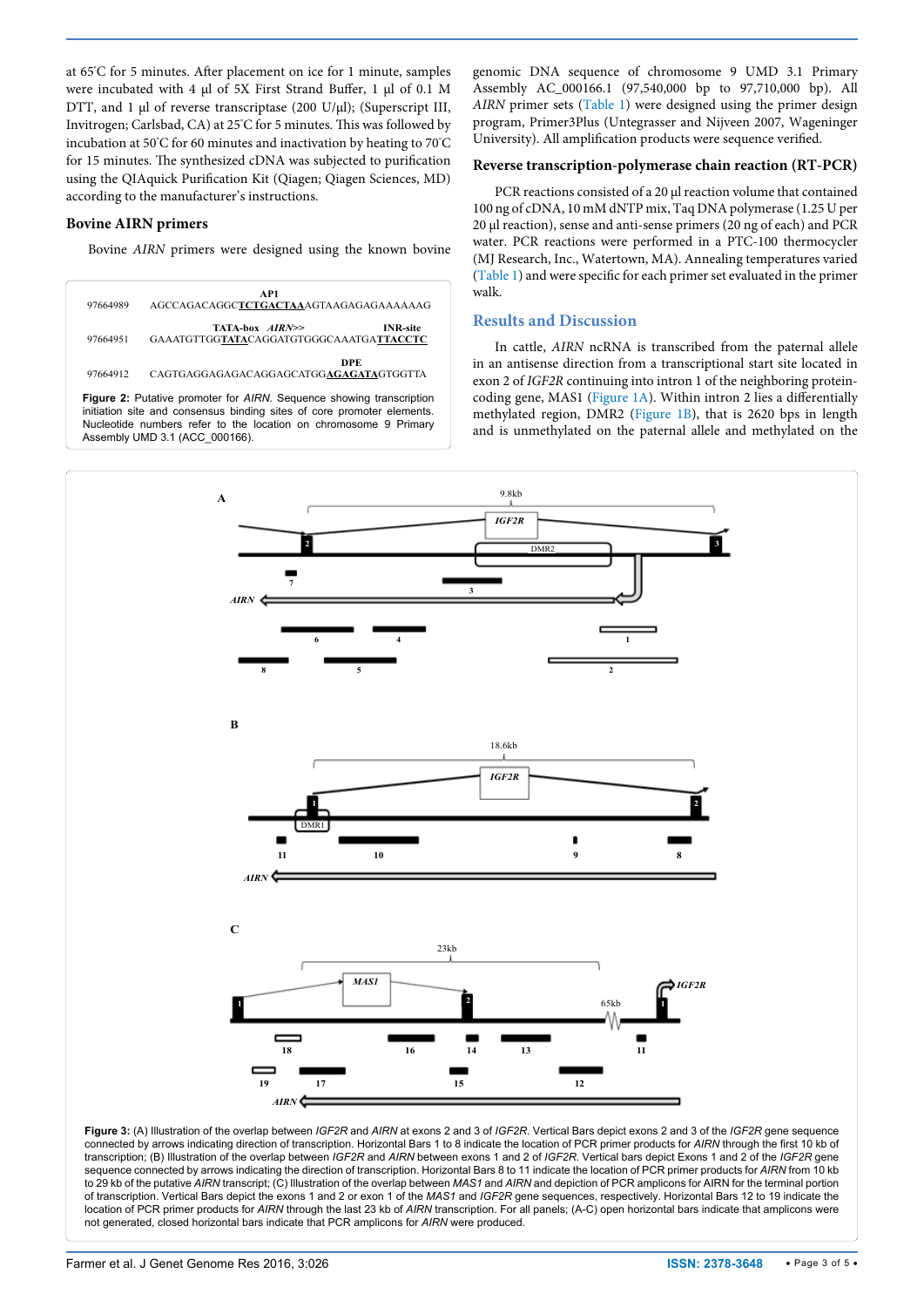at 65°C for 5 minutes. After placement on ice for 1 minute, samples were incubated with 4 µl of 5X First Strand Buffer, 1 µl of 0.1 M DTT, and 1 µl of reverse transcriptase (200 U/µl); (Superscript III, Invitrogen; Carlsbad, CA) at 25°C for 5 minutes. This was followed by incubation at 50°C for 60 minutes and inactivation by heating to 70°C for 15 minutes. The synthesized cDNA was subjected to purification using the QIAquick Purification Kit (Qiagen; Qiagen Sciences, MD) according to the manufacturer's instructions.

### Bovine AIRN primers

Bovine *AIRN* primers were designed using the known bovine genomic DNA sequence of chromosome 9 UMD 3.1 Primary Assembly AC_000166.1 (97,540,000 bp to 97,710,000 bp). All *AIRN* primer sets (Table 1) were designed using the primer design program, Primer3Plus (Untegrasser and Nijveen 2007, Wageninger University). All amplification products were sequence verified.

```
                                    AP1
97664989   AGCCAGACAGGCTCTGACTAAAGTAAGAGAGAAAAAAG

              TATA-box  AIRN>>                  INR-site
97664951   GAAATGTTGGTATACAGGATGTGGGCAAATGATTACCTC

                                        DPE
97664912   CAGTGAGGAGAGACAGGAGCATGGAGAGATAGTGGTTA
```

**Figure 2:** Putative promoter for *AIRN*. Sequence showing transcription initiation site and consensus binding sites of core promoter elements. Nucleotide numbers refer to the location on chromosome 9 Primary Assembly UMD 3.1 (ACC_000166).

### Reverse transcription-polymerase chain reaction (RT-PCR)

PCR reactions consisted of a 20 µl reaction volume that contained 100 ng of cDNA, 10 mM dNTP mix, Taq DNA polymerase (1.25 U per 20 µl reaction), sense and anti-sense primers (20 ng of each) and PCR water. PCR reactions were performed in a PTC-100 thermocycler (MJ Research, Inc., Watertown, MA). Annealing temperatures varied (Table 1) and were specific for each primer set evaluated in the primer walk.

## Results and Discussion

In cattle, *AIRN* ncRNA is transcribed from the paternal allele in an antisense direction from a transcriptional start site located in exon 2 of *IGF2R* continuing into intron 1 of the neighboring protein-coding gene, MAS1 (Figure 1A). Within intron 2 lies a differentially methylated region, DMR2 (Figure 1B), that is 2620 bps in length and is unmethylated on the paternal allele and methylated on the

**Figure 3:** (A) Illustration of the overlap between *IGF2R* and *AIRN* at exons 2 and 3 of *IGF2R*. Vertical Bars depict exons 2 and 3 of the *IGF2R* gene sequence connected by arrows indicating direction of transcription. Horizontal Bars 1 to 8 indicate the location of PCR primer products for *AIRN* through the first 10 kb of transcription; (B) Illustration of the overlap between *IGF2R* and *AIRN* between exons 1 and 2 of *IGF2R*. Vertical bars depict Exons 1 and 2 of the *IGF2R* gene sequence connected by arrows indicating the direction of transcription. Horizontal Bars 8 to 11 indicate the location of PCR primer products for *AIRN* from 10 kb to 29 kb of the putative *AIRN* transcript; (C) Illustration of the overlap between *MAS1* and *AIRN* and depiction of PCR amplicons for AIRN for the terminal portion of transcription. Vertical Bars depict the exons 1 and 2 or exon 1 of the *MAS1* and *IGF2R* gene sequences, respectively. Horizontal Bars 12 to 19 indicate the location of PCR primer products for *AIRN* through the last 23 kb of *AIRN* transcription. For all panels; (A-C) open horizontal bars indicate that amplicons were not generated, closed horizontal bars indicate that PCR amplicons for *AIRN* were produced.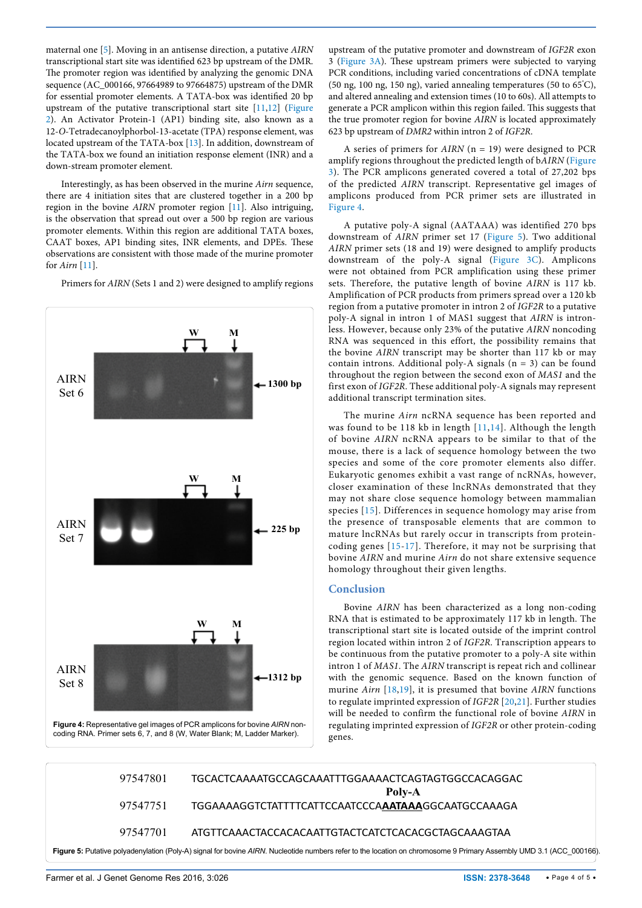maternal one [5]. Moving in an antisense direction, a putative *AIRN* transcriptional start site was identified 623 bp upstream of the DMR. The promoter region was identified by analyzing the genomic DNA sequence (AC_000166, 97664989 to 97664875) upstream of the DMR for essential promoter elements. A TATA-box was identified 20 bp upstream of the putative transcriptional start site [11,12] (Figure 2). An Activator Protein-1 (AP1) binding site, also known as a 12-*O*-Tetradecanoylphorbol-13-acetate (TPA) response element, was located upstream of the TATA-box [13]. In addition, downstream of the TATA-box we found an initiation response element (INR) and a down-stream promoter element.

Interestingly, as has been observed in the murine *Airn* sequence, there are 4 initiation sites that are clustered together in a 200 bp region in the bovine *AIRN* promoter region [11]. Also intriguing, is the observation that spread out over a 500 bp region are various promoter elements. Within this region are additional TATA boxes, CAAT boxes, AP1 binding sites, INR elements, and DPEs. These observations are consistent with those made of the murine promoter for *Airn* [11].

Primers for *AIRN* (Sets 1 and 2) were designed to amplify regions upstream of the putative promoter and downstream of *IGF2R* exon 3 (Figure 3A). These upstream primers were subjected to varying PCR conditions, including varied concentrations of cDNA template (50 ng, 100 ng, 150 ng), varied annealing temperatures (50 to 65°C), and altered annealing and extension times (10 to 60s). All attempts to generate a PCR amplicon within this region failed. This suggests that the true promoter region for bovine *AIRN* is located approximately 623 bp upstream of *DMR2* within intron 2 of *IGF2R*.

A series of primers for *AIRN* (n = 19) were designed to PCR amplify regions throughout the predicted length of b*AIRN* (Figure 3). The PCR amplicons generated covered a total of 27,202 bps of the predicted *AIRN* transcript. Representative gel images of amplicons produced from PCR primer sets are illustrated in Figure 4.

AIRN Set 6 — W — M — 1300 bp

AIRN Set 7 — W — M — 225 bp

AIRN Set 8 — W — M — 1312 bp

**Figure 4:** Representative gel images of PCR amplicons for bovine *AIRN* non-coding RNA. Primer sets 6, 7, and 8 (W, Water Blank; M, Ladder Marker).

A putative poly-A signal (AATAAA) was identified 270 bps downstream of *AIRN* primer set 17 (Figure 5). Two additional *AIRN* primer sets (18 and 19) were designed to amplify products downstream of the poly-A signal (Figure 3C). Amplicons were not obtained from PCR amplification using these primer sets. Therefore, the putative length of bovine *AIRN* is 117 kb. Amplification of PCR products from primers spread over a 120 kb region from a putative promoter in intron 2 of *IGF2R* to a putative poly-A signal in intron 1 of MAS1 suggest that *AIRN* is intron-less. However, because only 23% of the putative *AIRN* noncoding RNA was sequenced in this effort, the possibility remains that the bovine *AIRN* transcript may be shorter than 117 kb or may contain introns. Additional poly-A signals (n = 3) can be found throughout the region between the second exon of *MAS1* and the first exon of *IGF2R*. These additional poly-A signals may represent additional transcript termination sites.

The murine *Airn* ncRNA sequence has been reported and was found to be 118 kb in length [11,14]. Although the length of bovine *AIRN* ncRNA appears to be similar to that of the mouse, there is a lack of sequence homology between the two species and some of the core promoter elements also differ. Eukaryotic genomes exhibit a vast range of ncRNAs, however, closer examination of these lncRNAs demonstrated that they may not share close sequence homology between mammalian species [15]. Differences in sequence homology may arise from the presence of transposable elements that are common to mature lncRNAs but rarely occur in transcripts from protein-coding genes [15-17]. Therefore, it may not be surprising that bovine *AIRN* and murine *Airn* do not share extensive sequence homology throughout their given lengths.

## Conclusion

Bovine *AIRN* has been characterized as a long non-coding RNA that is estimated to be approximately 117 kb in length. The transcriptional start site is located outside of the imprint control region located within intron 2 of *IGF2R*. Transcription appears to be continuous from the putative promoter to a poly-A site within intron 1 of *MAS1*. The *AIRN* transcript is repeat rich and collinear with the genomic sequence. Based on the known function of murine *Airn* [18,19], it is presumed that bovine *AIRN* functions to regulate imprinted expression of *IGF2R* [20,21]. Further studies will be needed to confirm the functional role of bovine *AIRN* in regulating imprinted expression of *IGF2R* or other protein-coding genes.

```
97547801    TGCACTCAAAATGCCAGCAAATTTGGAAAACTCAGTAGTGGCCACAGGAC
                                              Poly-A
97547751    TGGAAAAGGTCTATTTTCATTCCAATCCCAAATAAAGGCAATGCCAAAGA

97547701    ATGTTCAAACTACCACACAATTGTACTCATCTCACACGCTAGCAAAGTAA
```

**Figure 5:** Putative polyadenylation (Poly-A) signal for bovine *AIRN*. Nucleotide numbers refer to the location on chromosome 9 Primary Assembly UMD 3.1 (ACC_000166).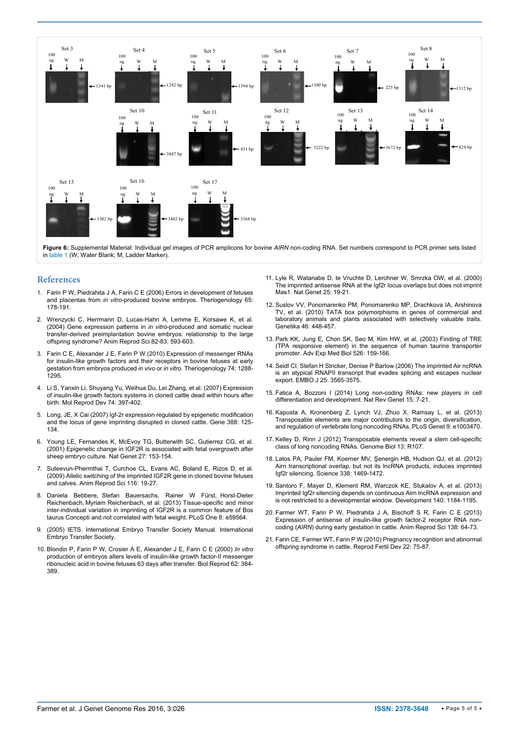Set 3
100 ng W M
1341 bp

Set 4
100 ng W M
1242 bp

Set 5
100 ng W M
1594 bp

Set 6
100 ng W M
1300 bp

Set 7
100 ng W M
225 bp

Set 8
100 ng W M
1312 bp

Set 10
100 ng W M
3887 bp

Set 11
100 ng W M
431 bp

Set 12
100 ng W M
3222 bp

Set 13
100 ng W M
3672 bp

Set 14
100 ng W M
824 bp

Set 15
100 ng W M
1302 bp

Set 16
100 ng W M
3482 bp

Set 17
100 ng W M
3368 bp

**Figure 6:** Supplemental Material: Individual gel images of PCR amplicons for bovine *AIRN* non-coding RNA. Set numbers correspond to PCR primer sets listed in table 1 (W, Water Blank; M, Ladder Marker).

## References

1. Farin P W, Piedrahita J A, Farin C E (2006) Errors in development of fetuses and placentas from *in vitro*-produced bovine embryos. Theriogenology 65: 178-191.
2. Wrenzycki C, Herrmann D, Lucas-Hahn A, Lemme E, Korsawe K, et al. (2004) Gene expression patterns in *in vitro*-produced and somatic nuclear transfer-derived preimplantation bovine embryos: relationship to the large offspring syndrome? Anim Reprod Sci 82-83: 593-603.
3. Farin C E, Alexander J E, Farin P W (2010) Expression of messenger RNAs for insulin-like growth factors and their receptors in bovine fetuses at early gestation from embryos produced *in vivo* or *in vitro*. Theriogenology 74: 1288-1295.
4. Li S, Yanxin Li, Shuyang Yu, Weihua Du, Lei Zhang, et al. (2007) Expression of insulin-like growth factors systems in cloned cattle dead within hours after birth. Mol Reprod Dev 74: 397-402.
5. Long, JE, X Cai (2007) Igf-2r expression regulated by epigenetic modification and the locus of gene imprinting disrupted in cloned cattle. Gene 388: 125-134.
6. Young LE, Fernandes K, McEvoy TG, Butterwith SC, Gutierrez CG, et al. (2001) Epigenetic change in IGF2R is associated with fetal overgrowth after sheep embryo culture. Nat Genet 27: 153-154.
7. Suteevun-Phermthai T, Curchoe CL, Evans AC, Boland E, Rizos D, et al. (2009) Allelic switching of the imprinted IGF2R gene in cloned bovine fetuses and calves. Anim Reprod Sci 116: 19-27.
8. Daniela Bebbere, Stefan Bauersachs, Rainer W Fürst, Horst-Dieter Reichenbach, Myriam Reichenbach, et al. (2013) Tissue-specific and minor inter-individual variation in imprinting of IGF2R is a common feature of Bos taurus Concepti and not correlated with fetal weight. PLoS One 8: e59564.
9. (2005) IETS. International Embryo Transfer Society Manual. International Embryo Transfer Society.
10. Blondin P, Farin P W, Crosier A E, Alexander J E, Farin C E (2000) *In vitro* production of embryos alters levels of insulin-like growth factor-II messenger ribonucleic acid in bovine fetuses 63 days after transfer. Biol Reprod 62: 384-389.
11. Lyle R, Watanabe D, te Vruchte D, Lerchner W, Smrzka OW, et al. (2000) The imprinted antisense RNA at the Igf2r locus overlaps but does not imprint Mas1. Nat Genet 25: 19-21.
12. Suslov VV, Ponomarenko PM, Ponomarenko MP, Drachkova IA, Arshinova TV, et al. (2010) TATA box polymorphisms in genes of commercial and laboratory animals and plants associated with selectively valuable traits. Genetika 46: 448-457.
13. Park KK, Jung E, Chon SK, Seo M, Kim HW, et al. (2003) Finding of TRE (TPA responsive element) in the sequence of human taurine transporter promoter. Adv Exp Med Biol 526: 159-166.
14. Seidl CI, Stefan H Stricker, Denise P Barlow (2006) The imprinted Air ncRNA is an atypical RNAPII transcript that evades splicing and escapes nuclear export. EMBO J 25: 3565-3575.
15. Fatica A, Bozzoni I (2014) Long non-coding RNAs: new players in cell differentiation and development. Nat Rev Genet 15: 7-21.
16. Kapusta A, Kronenberg Z, Lynch VJ, Zhuo X, Ramsay L, et al. (2013) Transposable elements are major contributors to the origin, diversification, and regulation of vertebrate long noncoding RNAs. PLoS Genet 9: e1003470.
17. Kelley D, Rinn J (2012) Transposable elements reveal a stem cell-specific class of long noncoding RNAs. Genome Biol 13: R107.
18. Latos PA, Pauler FM, Koerner MV, Şenergin HB, Hudson QJ, et al. (2012) Airn transcriptional overlap, but not its lncRNA products, induces imprinted Igf2r silencing. Science 338: 1469-1472.
19. Santoro F, Mayer D, Klement RM, Warczok KE, Stukalov A, et al. (2013) Imprinted Igf2r silencing depends on continuous Airn lncRNA expression and is not restricted to a developmental window. Development 140: 1184-1195.
20. Farmer WT, Farin P W, Piedrahita J A, Bischoff S R, Farin C E (2013) Expression of antisense of insulin-like growth factor-2 receptor RNA non-coding (*AIRN*) during early gestation in cattle. Anim Reprod Sci 138: 64-73.
21. Farin CE, Farmer WT, Farin P W (2010) Pregnancy recognition and abnormal offspring syndrome in cattle. Reprod Fertil Dev 22: 75-87.